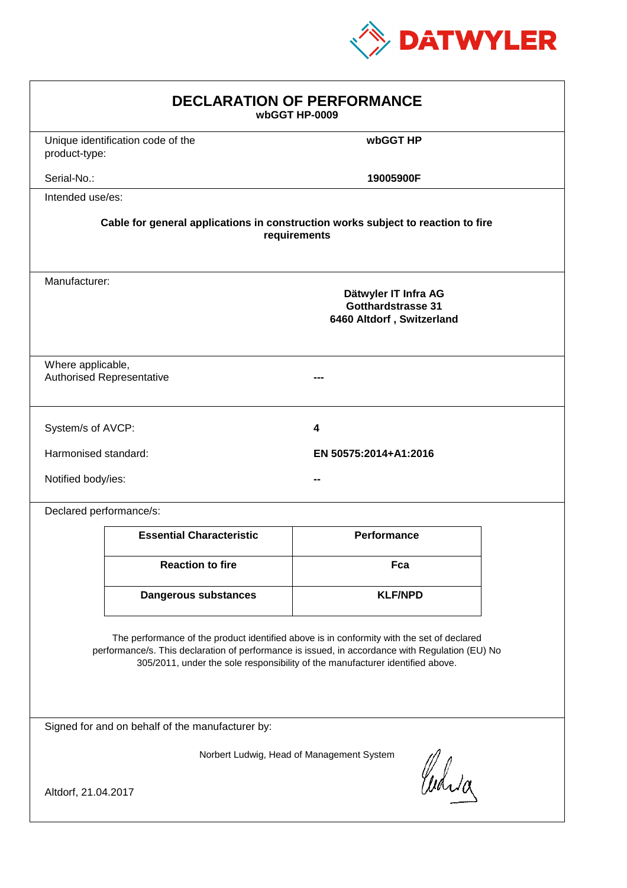DATWYLER

# DECLARATION OF PERFORMANCE

**wbGGT HP-0009**

| | |
|---|---|
| Unique identification code of the product-type: | **wbGGT HP** |
| Serial-No.: | **19005900F** |

Intended use/es:

**Cable for general applications in construction works subject to reaction to fire requirements**

Manufacturer:

**Dätwyler IT Infra AG**
**Gotthardstrasse 31**
**6460 Altdorf , Switzerland**

Where applicable,
Authorised Representative **---**

| | |
|---|---|
| System/s of AVCP: | **4** |
| Harmonised standard: | **EN 50575:2014+A1:2016** |
| Notified body/ies: | **--** |

Declared performance/s:

| Essential Characteristic | Performance |
|---|---|
| **Reaction to fire** | **Fca** |
| **Dangerous substances** | **KLF/NPD** |

The performance of the product identified above is in conformity with the set of declared performance/s. This declaration of performance is issued, in accordance with Regulation (EU) No 305/2011, under the sole responsibility of the manufacturer identified above.

Signed for and on behalf of the manufacturer by:

Norbert Ludwig, Head of Management System

Altdorf, 21.04.2017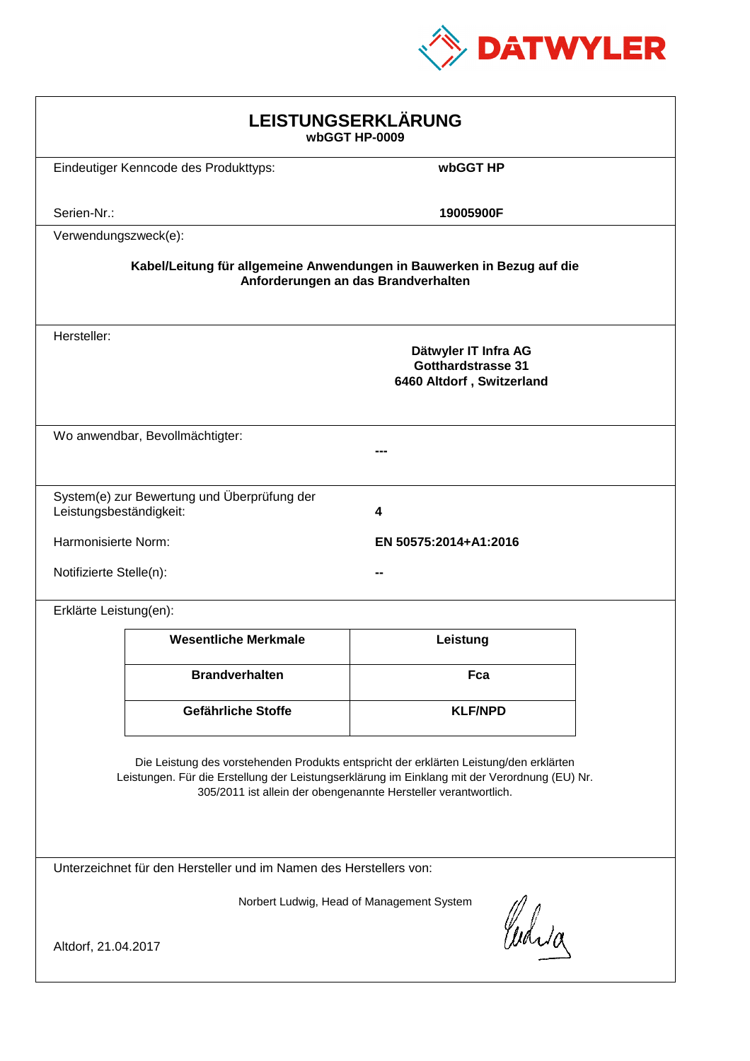DATWYLER

# LEISTUNGSERKLÄRUNG
**wbGGT HP-0009**

Eindeutiger Kenncode des Produkttyps: **wbGGT HP**

Serien-Nr.: **19005900F**

Verwendungszweck(e):

**Kabel/Leitung für allgemeine Anwendungen in Bauwerken in Bezug auf die Anforderungen an das Brandverhalten**

Hersteller:

**Dätwyler IT Infra AG**
**Gotthardstrasse 31**
**6460 Altdorf , Switzerland**

Wo anwendbar, Bevollmächtigter: **---**

System(e) zur Bewertung und Überprüfung der Leistungsbeständigkeit: **4**

Harmonisierte Norm: **EN 50575:2014+A1:2016**

Notifizierte Stelle(n): **--**

Erklärte Leistung(en):

| Wesentliche Merkmale | Leistung |
|---|---|
| **Brandverhalten** | **Fca** |
| **Gefährliche Stoffe** | **KLF/NPD** |

Die Leistung des vorstehenden Produkts entspricht der erklärten Leistung/den erklärten Leistungen. Für die Erstellung der Leistungserklärung im Einklang mit der Verordnung (EU) Nr. 305/2011 ist allein der obengenannte Hersteller verantwortlich.

Unterzeichnet für den Hersteller und im Namen des Herstellers von:

Norbert Ludwig, Head of Management System

Altdorf, 21.04.2017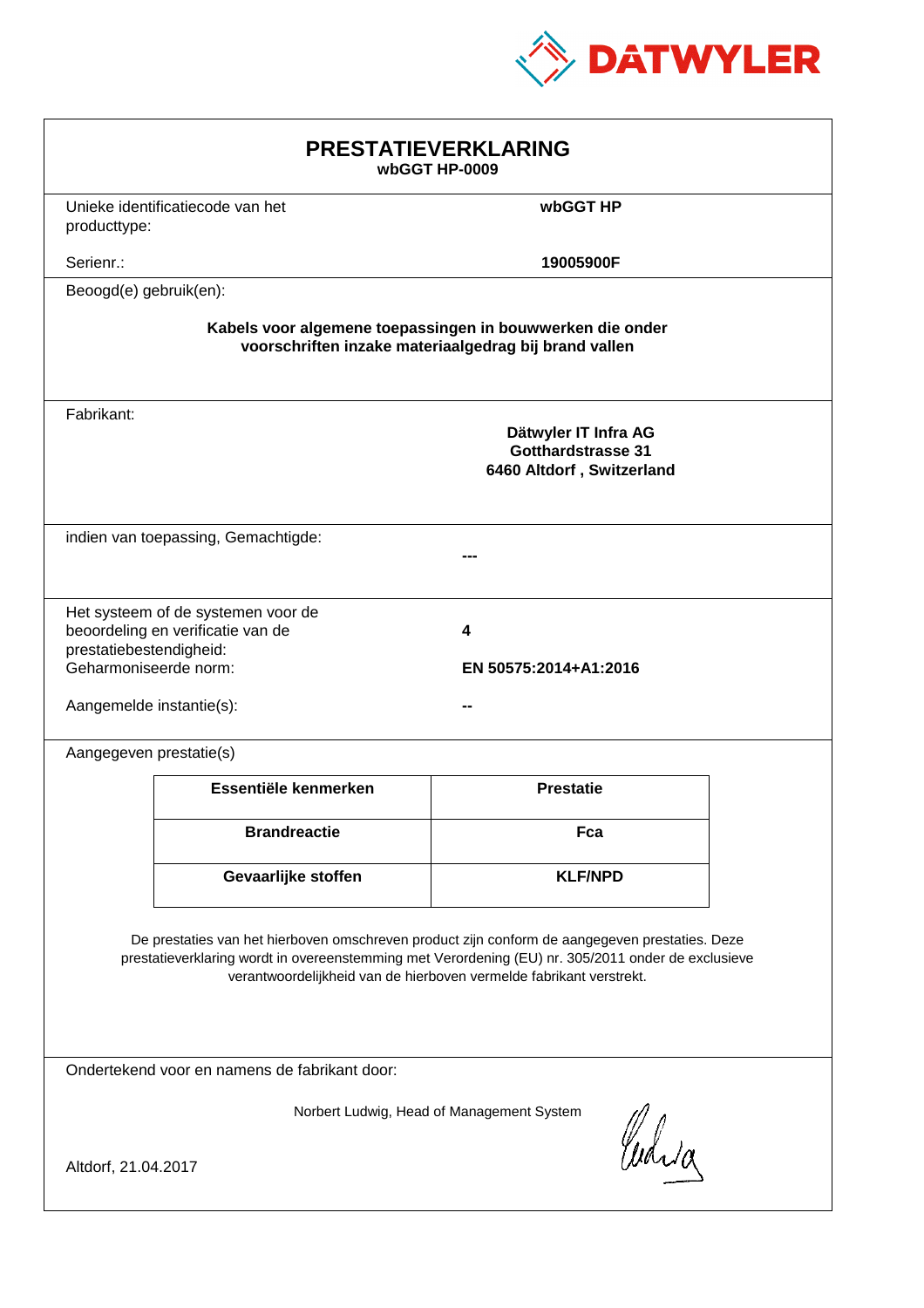DATWYLER

# PRESTATIEVERKLARING

**wbGGT HP-0009**

Unieke identificatiecode van het producttype: **wbGGT HP**

Serienr.: **19005900F**

Beoogd(e) gebruik(en):

**Kabels voor algemene toepassingen in bouwwerken die onder voorschriften inzake materiaalgedrag bij brand vallen**

Fabrikant:

**Dätwyler IT Infra AG**
**Gotthardstrasse 31**
**6460 Altdorf , Switzerland**

indien van toepassing, Gemachtigde: **---**

Het systeem of de systemen voor de beoordeling en verificatie van de prestatiebestendigheid: **4**

Geharmoniseerde norm: **EN 50575:2014+A1:2016**

Aangemelde instantie(s): **--**

Aangegeven prestatie(s)

| Essentiële kenmerken | Prestatie |
|---|---|
| **Brandreactie** | **Fca** |
| **Gevaarlijke stoffen** | **KLF/NPD** |

De prestaties van het hierboven omschreven product zijn conform de aangegeven prestaties. Deze prestatieverklaring wordt in overeenstemming met Verordening (EU) nr. 305/2011 onder de exclusieve verantwoordelijkheid van de hierboven vermelde fabrikant verstrekt.

Ondertekend voor en namens de fabrikant door:

Norbert Ludwig, Head of Management System

Altdorf, 21.04.2017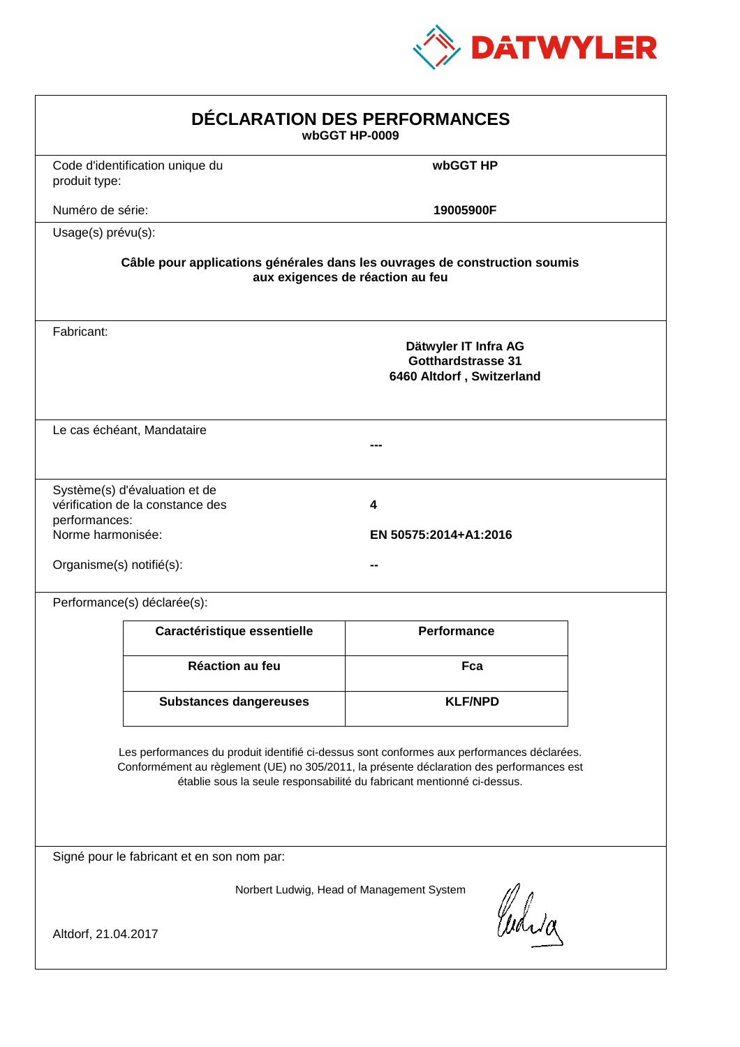DATWYLER

# DÉCLARATION DES PERFORMANCES

**wbGGT HP-0009**

| | |
|---|---|
| Code d'identification unique du produit type: | **wbGGT HP** |
| Numéro de série: | **19005900F** |

Usage(s) prévu(s):

**Câble pour applications générales dans les ouvrages de construction soumis aux exigences de réaction au feu**

Fabricant:

**Dätwyler IT Infra AG**
**Gotthardstrasse 31**
**6460 Altdorf , Switzerland**

Le cas échéant, Mandataire

**---**

| | |
|---|---|
| Système(s) d'évaluation et de vérification de la constance des performances: | **4** |
| Norme harmonisée: | **EN 50575:2014+A1:2016** |
| Organisme(s) notifié(s): | **--** |

Performance(s) déclarée(s):

| Caractéristique essentielle | Performance |
|---|---|
| **Réaction au feu** | **Fca** |
| **Substances dangereuses** | **KLF/NPD** |

Les performances du produit identifié ci-dessus sont conformes aux performances déclarées. Conformément au règlement (UE) no 305/2011, la présente déclaration des performances est établie sous la seule responsabilité du fabricant mentionné ci-dessus.

Signé pour le fabricant et en son nom par:

Norbert Ludwig, Head of Management System

Altdorf, 21.04.2017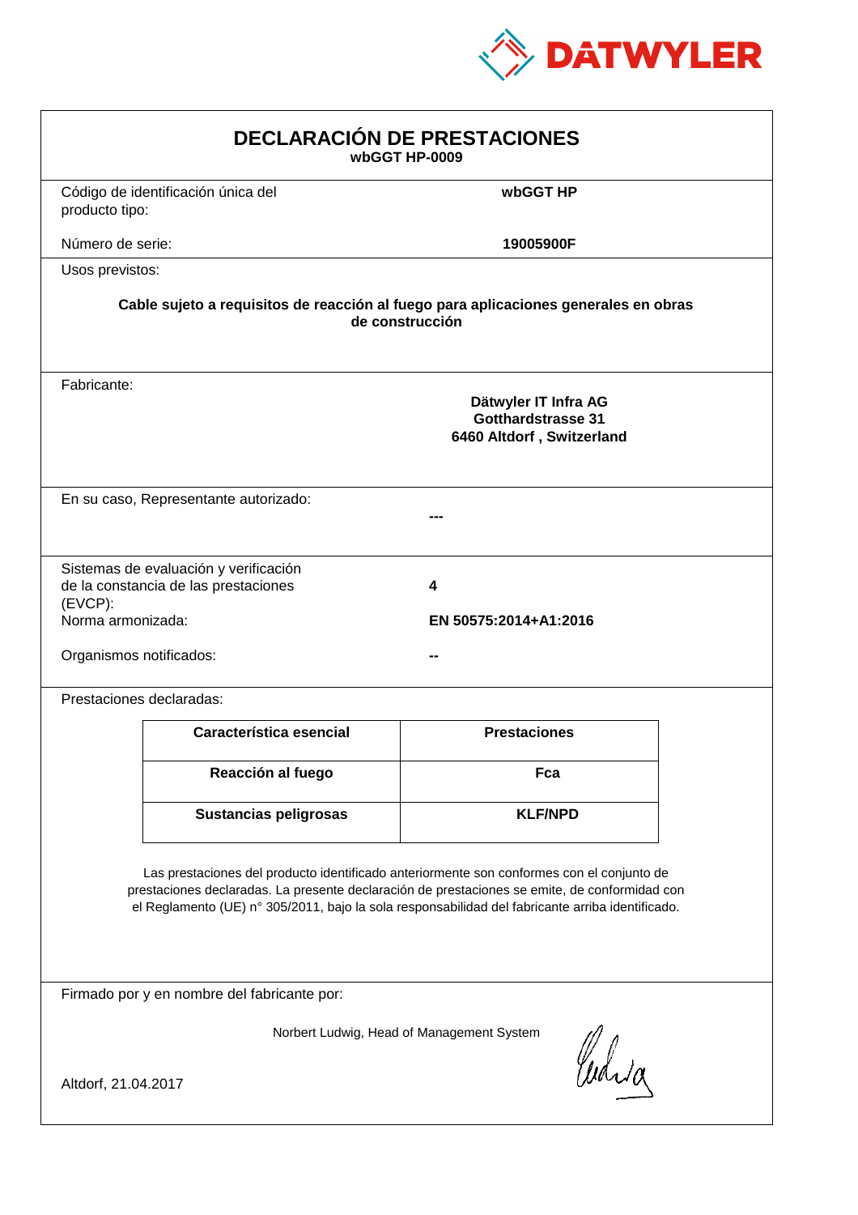DATWYLER

# DECLARACIÓN DE PRESTACIONES

**wbGGT HP-0009**

Código de identificación única del producto tipo: **wbGGT HP**

Número de serie: **19005900F**

Usos previstos:

**Cable sujeto a requisitos de reacción al fuego para aplicaciones generales en obras de construcción**

Fabricante:

**Dätwyler IT Infra AG**
**Gotthardstrasse 31**
**6460 Altdorf , Switzerland**

En su caso, Representante autorizado: **---**

Sistemas de evaluación y verificación de la constancia de las prestaciones (EVCP): **4**

Norma armonizada: **EN 50575:2014+A1:2016**

Organismos notificados: **--**

Prestaciones declaradas:

| Característica esencial | Prestaciones |
|---|---|
| **Reacción al fuego** | **Fca** |
| **Sustancias peligrosas** | **KLF/NPD** |

Las prestaciones del producto identificado anteriormente son conformes con el conjunto de prestaciones declaradas. La presente declaración de prestaciones se emite, de conformidad con el Reglamento (UE) n° 305/2011, bajo la sola responsabilidad del fabricante arriba identificado.

Firmado por y en nombre del fabricante por:

Norbert Ludwig, Head of Management System

Altdorf, 21.04.2017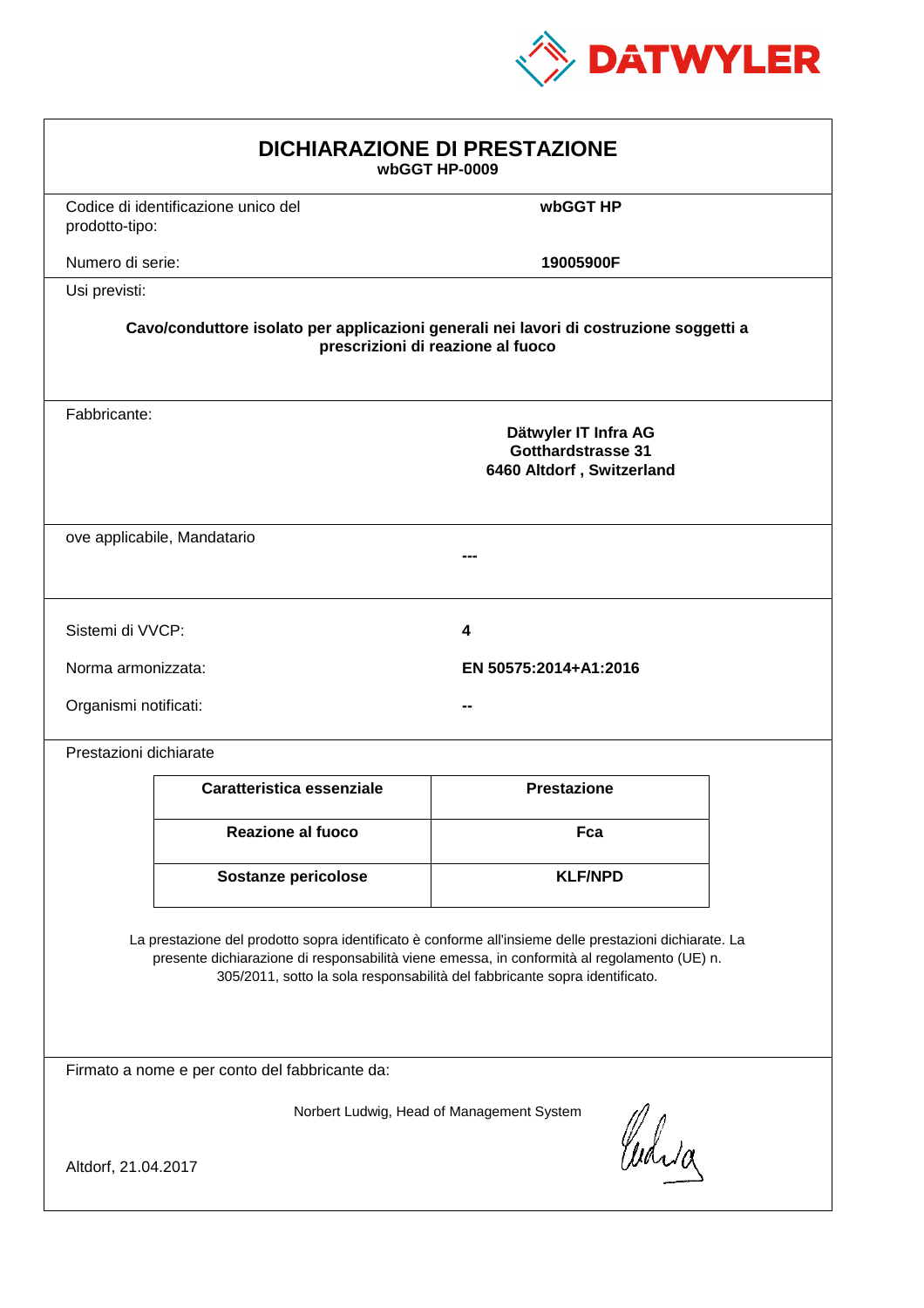DATWYLER

# DICHIARAZIONE DI PRESTAZIONE

**wbGGT HP-0009**

| | |
|---|---|
| Codice di identificazione unico del prodotto-tipo: | **wbGGT HP** |
| Numero di serie: | **19005900F** |

Usi previsti:

**Cavo/conduttore isolato per applicazioni generali nei lavori di costruzione soggetti a prescrizioni di reazione al fuoco**

Fabbricante:

**Dätwyler IT Infra AG**
**Gotthardstrasse 31**
**6460 Altdorf , Switzerland**

ove applicabile, Mandatario

**---**

| | |
|---|---|
| Sistemi di VVCP: | **4** |
| Norma armonizzata: | **EN 50575:2014+A1:2016** |
| Organismi notificati: | **--** |

Prestazioni dichiarate

| Caratteristica essenziale | Prestazione |
|---|---|
| **Reazione al fuoco** | **Fca** |
| **Sostanze pericolose** | **KLF/NPD** |

La prestazione del prodotto sopra identificato è conforme all'insieme delle prestazioni dichiarate. La presente dichiarazione di responsabilità viene emessa, in conformità al regolamento (UE) n. 305/2011, sotto la sola responsabilità del fabbricante sopra identificato.

Firmato a nome e per conto del fabbricante da:

Norbert Ludwig, Head of Management System

Altdorf, 21.04.2017